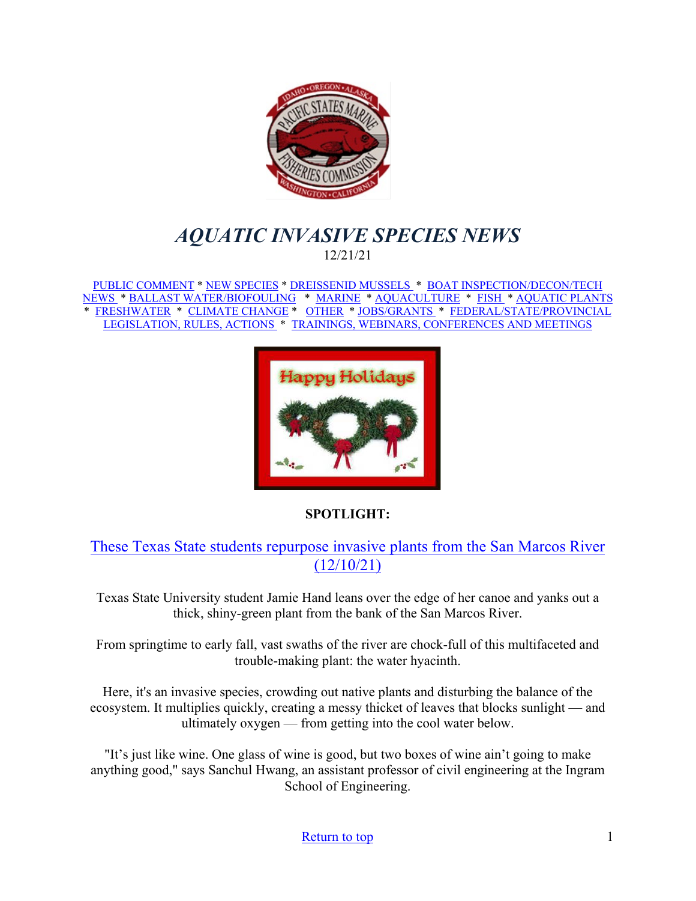# *AQUATIC INVASIVE SPECIES NEWS*

12/21/21

PUBLIC COMMENT * NEW SPECIES * DREISSENID MUSSELS * BOAT INSPECTION/DECON/TECH NEWS * BALLAST WATER/BIOFOULING * MARINE * AQUACULTURE * FISH * AQUATIC PLANTS * FRESHWATER * CLIMATE CHANGE * OTHER * JOBS/GRANTS * FEDERAL/STATE/PROVINCIAL LEGISLATION, RULES, ACTIONS * TRAININGS, WEBINARS, CONFERENCES AND MEETINGS

**SPOTLIGHT:**

## These Texas State students repurpose invasive plants from the San Marcos River (12/10/21)

Texas State University student Jamie Hand leans over the edge of her canoe and yanks out a thick, shiny-green plant from the bank of the San Marcos River.

From springtime to early fall, vast swaths of the river are chock-full of this multifaceted and trouble-making plant: the water hyacinth.

Here, it's an invasive species, crowding out native plants and disturbing the balance of the ecosystem. It multiplies quickly, creating a messy thicket of leaves that blocks sunlight — and ultimately oxygen — from getting into the cool water below.

"It's just like wine. One glass of wine is good, but two boxes of wine ain't going to make anything good," says Sanchul Hwang, an assistant professor of civil engineering at the Ingram School of Engineering.

Return to top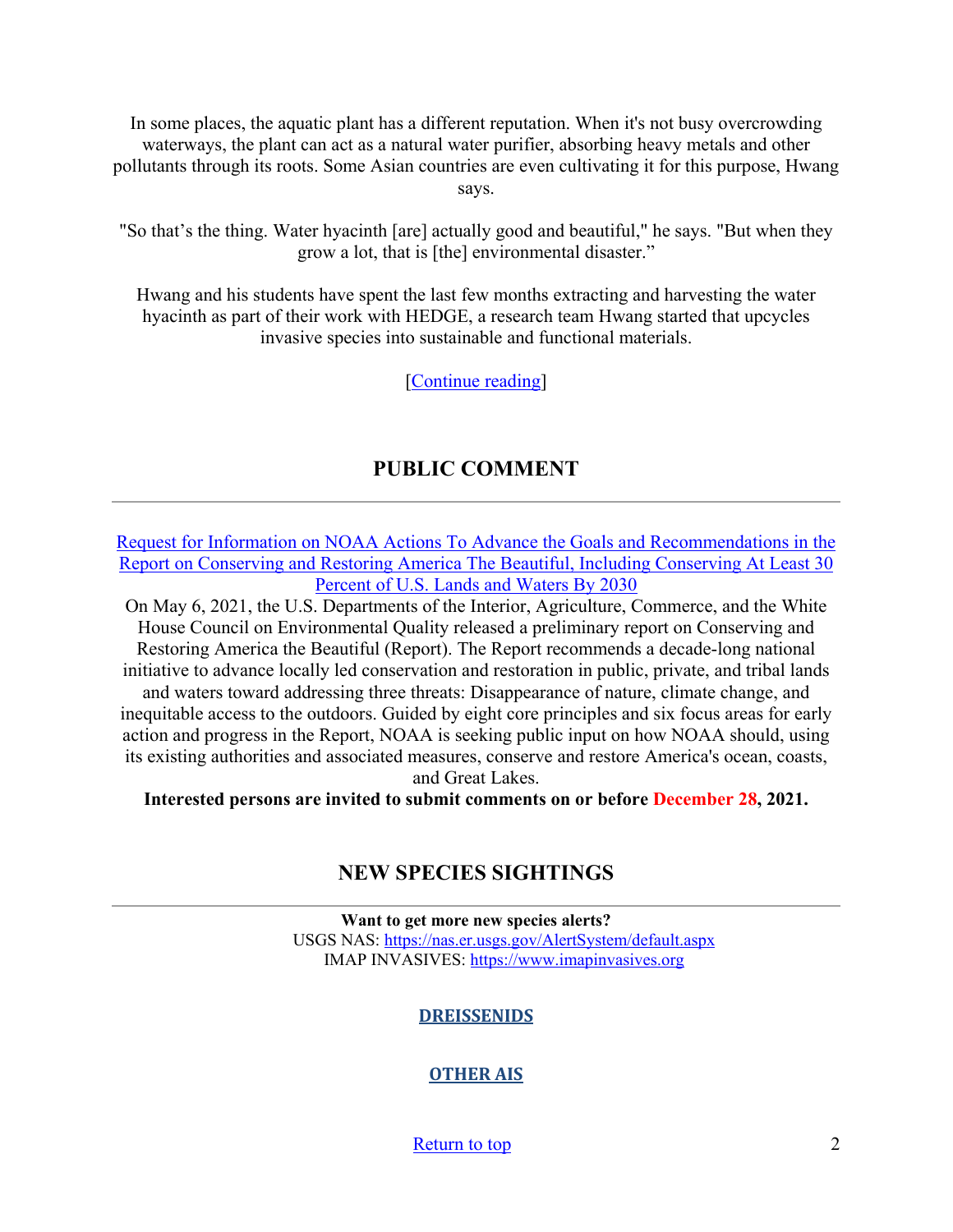In some places, the aquatic plant has a different reputation. When it's not busy overcrowding waterways, the plant can act as a natural water purifier, absorbing heavy metals and other pollutants through its roots. Some Asian countries are even cultivating it for this purpose, Hwang says.

"So that's the thing. Water hyacinth [are] actually good and beautiful," he says. "But when they grow a lot, that is [the] environmental disaster."

Hwang and his students have spent the last few months extracting and harvesting the water hyacinth as part of their work with HEDGE, a research team Hwang started that upcycles invasive species into sustainable and functional materials.

[Continue reading]

## PUBLIC COMMENT

---

Request for Information on NOAA Actions To Advance the Goals and Recommendations in the Report on Conserving and Restoring America The Beautiful, Including Conserving At Least 30 Percent of U.S. Lands and Waters By 2030

On May 6, 2021, the U.S. Departments of the Interior, Agriculture, Commerce, and the White House Council on Environmental Quality released a preliminary report on Conserving and Restoring America the Beautiful (Report). The Report recommends a decade-long national initiative to advance locally led conservation and restoration in public, private, and tribal lands and waters toward addressing three threats: Disappearance of nature, climate change, and inequitable access to the outdoors. Guided by eight core principles and six focus areas for early action and progress in the Report, NOAA is seeking public input on how NOAA should, using its existing authorities and associated measures, conserve and restore America's ocean, coasts, and Great Lakes.

**Interested persons are invited to submit comments on or before December 28, 2021.**

## NEW SPECIES SIGHTINGS

---

**Want to get more new species alerts?**

USGS NAS: https://nas.er.usgs.gov/AlertSystem/default.aspx

IMAP INVASIVES: https://www.imapinvasives.org

**DREISSENIDS**

**OTHER AIS**

Return to top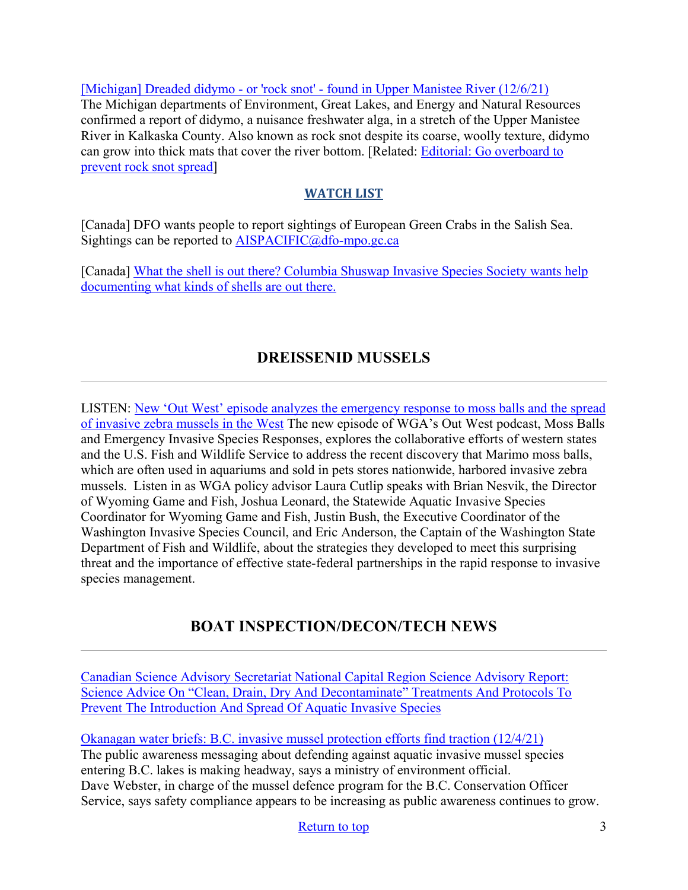[Michigan] Dreaded didymo - or 'rock snot' - found in Upper Manistee River (12/6/21)
The Michigan departments of Environment, Great Lakes, and Energy and Natural Resources confirmed a report of didymo, a nuisance freshwater alga, in a stretch of the Upper Manistee River in Kalkaska County. Also known as rock snot despite its coarse, woolly texture, didymo can grow into thick mats that cover the river bottom. [Related: Editorial: Go overboard to prevent rock snot spread]

## WATCH LIST

[Canada] DFO wants people to report sightings of European Green Crabs in the Salish Sea. Sightings can be reported to AISPACIFIC@dfo-mpo.gc.ca

[Canada] What the shell is out there? Columbia Shuswap Invasive Species Society wants help documenting what kinds of shells are out there.

## DREISSENID MUSSELS

LISTEN: New 'Out West' episode analyzes the emergency response to moss balls and the spread of invasive zebra mussels in the West The new episode of WGA's Out West podcast, Moss Balls and Emergency Invasive Species Responses, explores the collaborative efforts of western states and the U.S. Fish and Wildlife Service to address the recent discovery that Marimo moss balls, which are often used in aquariums and sold in pets stores nationwide, harbored invasive zebra mussels. Listen in as WGA policy advisor Laura Cutlip speaks with Brian Nesvik, the Director of Wyoming Game and Fish, Joshua Leonard, the Statewide Aquatic Invasive Species Coordinator for Wyoming Game and Fish, Justin Bush, the Executive Coordinator of the Washington Invasive Species Council, and Eric Anderson, the Captain of the Washington State Department of Fish and Wildlife, about the strategies they developed to meet this surprising threat and the importance of effective state-federal partnerships in the rapid response to invasive species management.

## BOAT INSPECTION/DECON/TECH NEWS

Canadian Science Advisory Secretariat National Capital Region Science Advisory Report: Science Advice On "Clean, Drain, Dry And Decontaminate" Treatments And Protocols To Prevent The Introduction And Spread Of Aquatic Invasive Species

Okanagan water briefs: B.C. invasive mussel protection efforts find traction (12/4/21)
The public awareness messaging about defending against aquatic invasive mussel species entering B.C. lakes is making headway, says a ministry of environment official.
Dave Webster, in charge of the mussel defence program for the B.C. Conservation Officer Service, says safety compliance appears to be increasing as public awareness continues to grow.

Return to top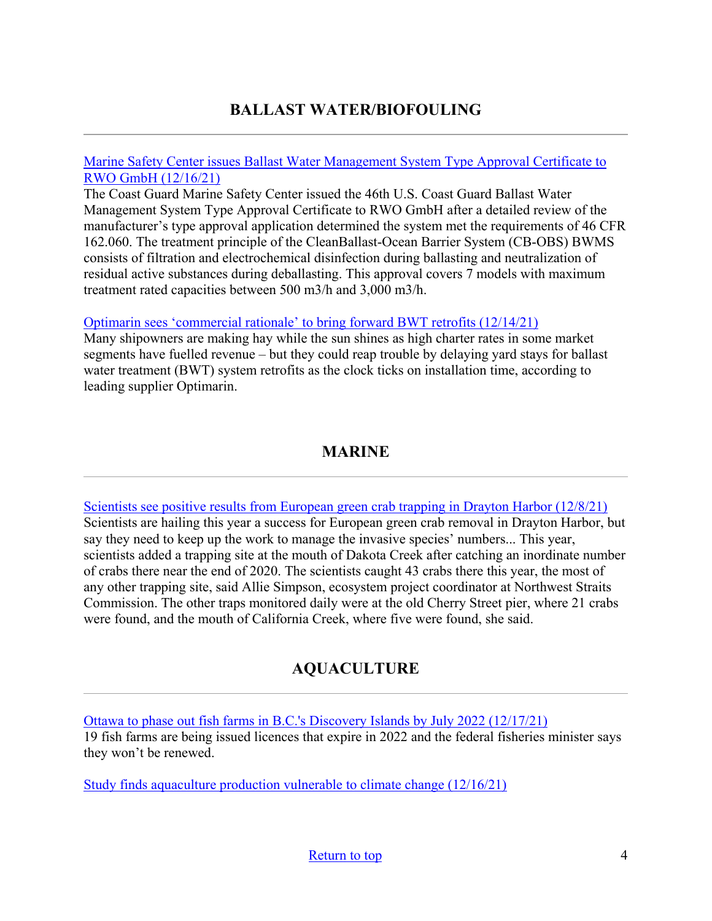## BALLAST WATER/BIOFOULING

---

[Marine Safety Center issues Ballast Water Management System Type Approval Certificate to RWO GmbH (12/16/21)]

The Coast Guard Marine Safety Center issued the 46th U.S. Coast Guard Ballast Water Management System Type Approval Certificate to RWO GmbH after a detailed review of the manufacturer's type approval application determined the system met the requirements of 46 CFR 162.060. The treatment principle of the CleanBallast-Ocean Barrier System (CB-OBS) BWMS consists of filtration and electrochemical disinfection during ballasting and neutralization of residual active substances during deballasting. This approval covers 7 models with maximum treatment rated capacities between 500 m3/h and 3,000 m3/h.

[Optimarin sees 'commercial rationale' to bring forward BWT retrofits (12/14/21)]

Many shipowners are making hay while the sun shines as high charter rates in some market segments have fuelled revenue – but they could reap trouble by delaying yard stays for ballast water treatment (BWT) system retrofits as the clock ticks on installation time, according to leading supplier Optimarin.

## MARINE

---

[Scientists see positive results from European green crab trapping in Drayton Harbor (12/8/21)]

Scientists are hailing this year a success for European green crab removal in Drayton Harbor, but say they need to keep up the work to manage the invasive species' numbers... This year, scientists added a trapping site at the mouth of Dakota Creek after catching an inordinate number of crabs there near the end of 2020. The scientists caught 43 crabs there this year, the most of any other trapping site, said Allie Simpson, ecosystem project coordinator at Northwest Straits Commission. The other traps monitored daily were at the old Cherry Street pier, where 21 crabs were found, and the mouth of California Creek, where five were found, she said.

## AQUACULTURE

---

[Ottawa to phase out fish farms in B.C.'s Discovery Islands by July 2022 (12/17/21)]

19 fish farms are being issued licences that expire in 2022 and the federal fisheries minister says they won't be renewed.

[Study finds aquaculture production vulnerable to climate change (12/16/21)]

[Return to top]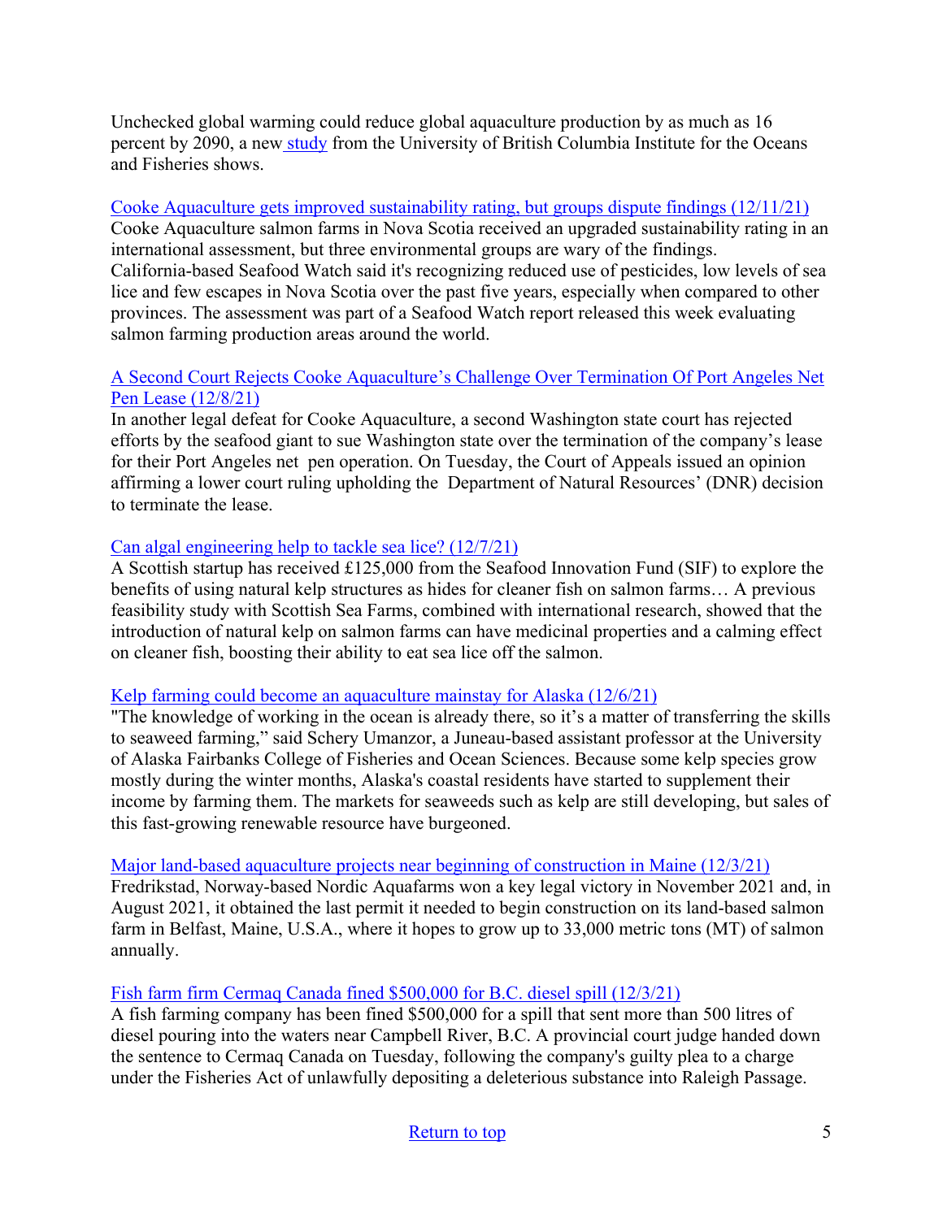Unchecked global warming could reduce global aquaculture production by as much as 16 percent by 2090, a new study from the University of British Columbia Institute for the Oceans and Fisheries shows.

Cooke Aquaculture gets improved sustainability rating, but groups dispute findings (12/11/21)
Cooke Aquaculture salmon farms in Nova Scotia received an upgraded sustainability rating in an international assessment, but three environmental groups are wary of the findings. California-based Seafood Watch said it's recognizing reduced use of pesticides, low levels of sea lice and few escapes in Nova Scotia over the past five years, especially when compared to other provinces. The assessment was part of a Seafood Watch report released this week evaluating salmon farming production areas around the world.

A Second Court Rejects Cooke Aquaculture's Challenge Over Termination Of Port Angeles Net Pen Lease (12/8/21)
In another legal defeat for Cooke Aquaculture, a second Washington state court has rejected efforts by the seafood giant to sue Washington state over the termination of the company's lease for their Port Angeles net pen operation. On Tuesday, the Court of Appeals issued an opinion affirming a lower court ruling upholding the Department of Natural Resources' (DNR) decision to terminate the lease.

Can algal engineering help to tackle sea lice? (12/7/21)
A Scottish startup has received £125,000 from the Seafood Innovation Fund (SIF) to explore the benefits of using natural kelp structures as hides for cleaner fish on salmon farms… A previous feasibility study with Scottish Sea Farms, combined with international research, showed that the introduction of natural kelp on salmon farms can have medicinal properties and a calming effect on cleaner fish, boosting their ability to eat sea lice off the salmon.

Kelp farming could become an aquaculture mainstay for Alaska (12/6/21)
"The knowledge of working in the ocean is already there, so it's a matter of transferring the skills to seaweed farming," said Schery Umanzor, a Juneau-based assistant professor at the University of Alaska Fairbanks College of Fisheries and Ocean Sciences. Because some kelp species grow mostly during the winter months, Alaska's coastal residents have started to supplement their income by farming them. The markets for seaweeds such as kelp are still developing, but sales of this fast-growing renewable resource have burgeoned.

Major land-based aquaculture projects near beginning of construction in Maine (12/3/21)
Fredrikstad, Norway-based Nordic Aquafarms won a key legal victory in November 2021 and, in August 2021, it obtained the last permit it needed to begin construction on its land-based salmon farm in Belfast, Maine, U.S.A., where it hopes to grow up to 33,000 metric tons (MT) of salmon annually.

Fish farm firm Cermaq Canada fined $500,000 for B.C. diesel spill (12/3/21)
A fish farming company has been fined $500,000 for a spill that sent more than 500 litres of diesel pouring into the waters near Campbell River, B.C. A provincial court judge handed down the sentence to Cermaq Canada on Tuesday, following the company's guilty plea to a charge under the Fisheries Act of unlawfully depositing a deleterious substance into Raleigh Passage.

Return to top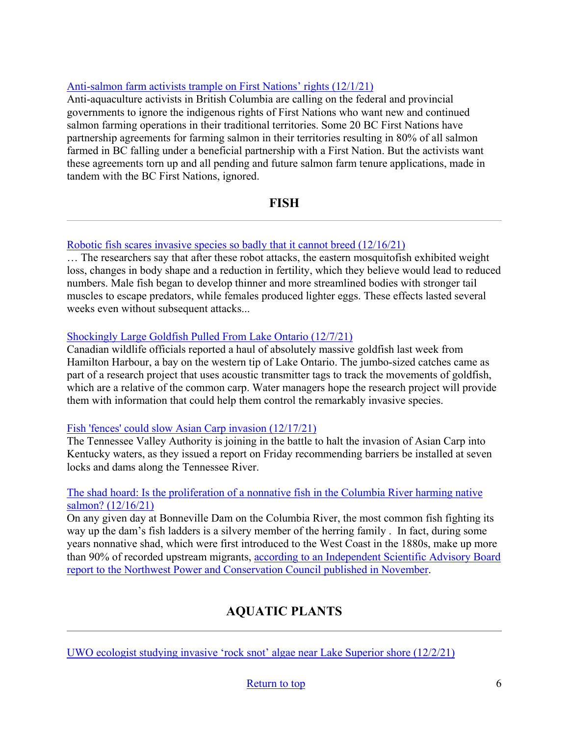[Anti-salmon farm activists trample on First Nations' rights (12/1/21)]
Anti-aquaculture activists in British Columbia are calling on the federal and provincial governments to ignore the indigenous rights of First Nations who want new and continued salmon farming operations in their traditional territories. Some 20 BC First Nations have partnership agreements for farming salmon in their territories resulting in 80% of all salmon farmed in BC falling under a beneficial partnership with a First Nation. But the activists want these agreements torn up and all pending and future salmon farm tenure applications, made in tandem with the BC First Nations, ignored.

## FISH

---

[Robotic fish scares invasive species so badly that it cannot breed (12/16/21)]
… The researchers say that after these robot attacks, the eastern mosquitofish exhibited weight loss, changes in body shape and a reduction in fertility, which they believe would lead to reduced numbers. Male fish began to develop thinner and more streamlined bodies with stronger tail muscles to escape predators, while females produced lighter eggs. These effects lasted several weeks even without subsequent attacks...

[Shockingly Large Goldfish Pulled From Lake Ontario (12/7/21)]
Canadian wildlife officials reported a haul of absolutely massive goldfish last week from Hamilton Harbour, a bay on the western tip of Lake Ontario. The jumbo-sized catches came as part of a research project that uses acoustic transmitter tags to track the movements of goldfish, which are a relative of the common carp. Water managers hope the research project will provide them with information that could help them control the remarkably invasive species.

[Fish 'fences' could slow Asian Carp invasion (12/17/21)]
The Tennessee Valley Authority is joining in the battle to halt the invasion of Asian Carp into Kentucky waters, as they issued a report on Friday recommending barriers be installed at seven locks and dams along the Tennessee River.

[The shad hoard: Is the proliferation of a nonnative fish in the Columbia River harming native salmon? (12/16/21)]
On any given day at Bonneville Dam on the Columbia River, the most common fish fighting its way up the dam's fish ladders is a silvery member of the herring family . In fact, during some years nonnative shad, which were first introduced to the West Coast in the 1880s, make up more than 90% of recorded upstream migrants, [according to an Independent Scientific Advisory Board report to the Northwest Power and Conservation Council published in November].

## AQUATIC PLANTS

---

[UWO ecologist studying invasive 'rock snot' algae near Lake Superior shore (12/2/21)]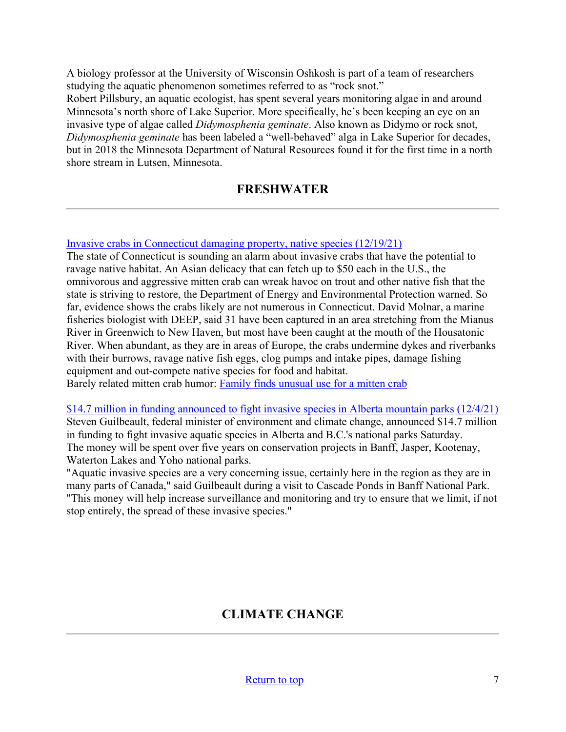A biology professor at the University of Wisconsin Oshkosh is part of a team of researchers studying the aquatic phenomenon sometimes referred to as "rock snot."
Robert Pillsbury, an aquatic ecologist, has spent several years monitoring algae in and around Minnesota's north shore of Lake Superior. More specifically, he's been keeping an eye on an invasive type of algae called *Didymosphenia geminate*. Also known as Didymo or rock snot, *Didymosphenia geminate* has been labeled a "well-behaved" alga in Lake Superior for decades, but in 2018 the Minnesota Department of Natural Resources found it for the first time in a north shore stream in Lutsen, Minnesota.

## FRESHWATER

---

Invasive crabs in Connecticut damaging property, native species (12/19/21)
The state of Connecticut is sounding an alarm about invasive crabs that have the potential to ravage native habitat. An Asian delicacy that can fetch up to $50 each in the U.S., the omnivorous and aggressive mitten crab can wreak havoc on trout and other native fish that the state is striving to restore, the Department of Energy and Environmental Protection warned. So far, evidence shows the crabs likely are not numerous in Connecticut. David Molnar, a marine fisheries biologist with DEEP, said 31 have been captured in an area stretching from the Mianus River in Greenwich to New Haven, but most have been caught at the mouth of the Housatonic River. When abundant, as they are in areas of Europe, the crabs undermine dykes and riverbanks with their burrows, ravage native fish eggs, clog pumps and intake pipes, damage fishing equipment and out-compete native species for food and habitat.
Barely related mitten crab humor: Family finds unusual use for a mitten crab

$14.7 million in funding announced to fight invasive species in Alberta mountain parks (12/4/21)
Steven Guilbeault, federal minister of environment and climate change, announced $14.7 million in funding to fight invasive aquatic species in Alberta and B.C.'s national parks Saturday.
The money will be spent over five years on conservation projects in Banff, Jasper, Kootenay, Waterton Lakes and Yoho national parks.
"Aquatic invasive species are a very concerning issue, certainly here in the region as they are in many parts of Canada," said Guilbeault during a visit to Cascade Ponds in Banff National Park. "This money will help increase surveillance and monitoring and try to ensure that we limit, if not stop entirely, the spread of these invasive species."

## CLIMATE CHANGE

---

Return to top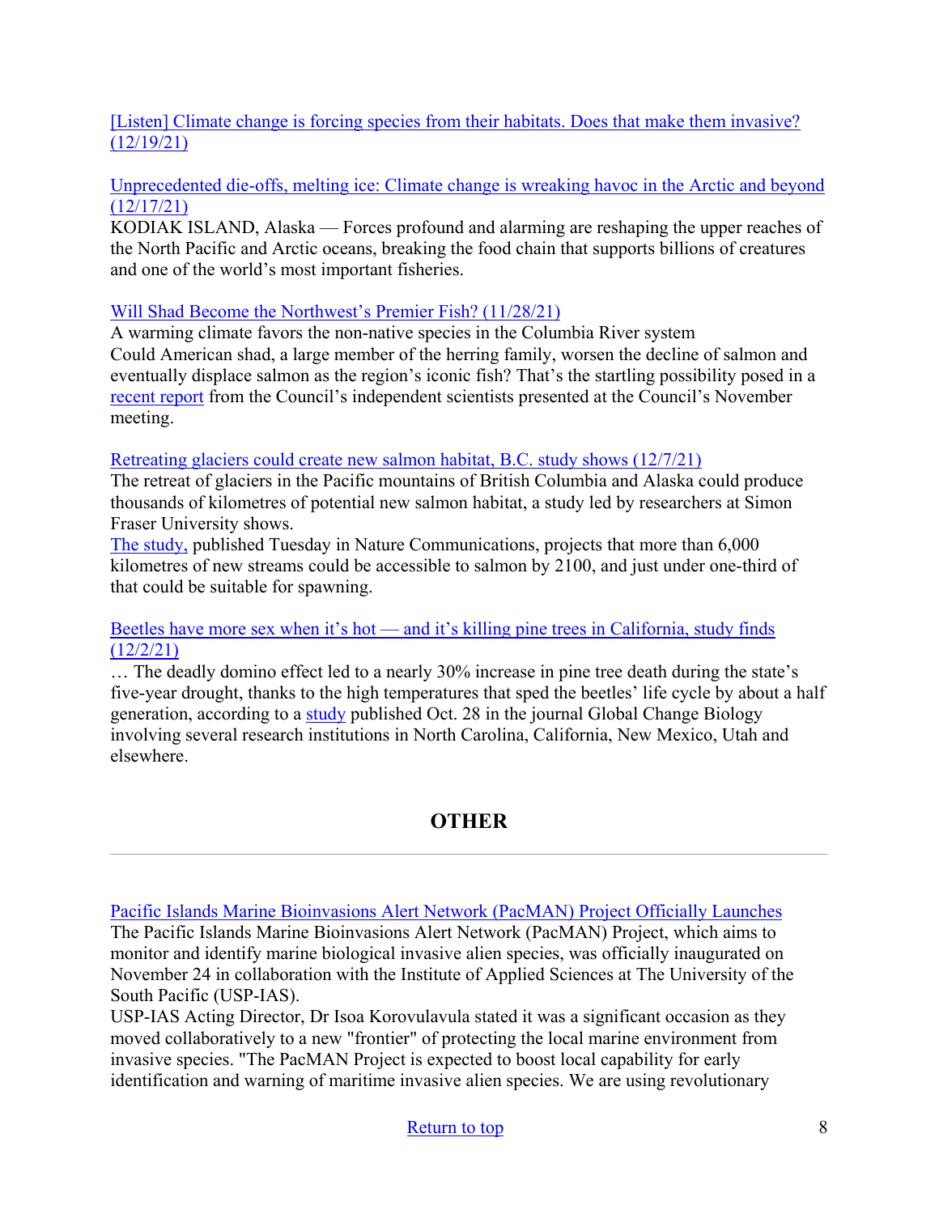[Listen] Climate change is forcing species from their habitats. Does that make them invasive? (12/19/21)

Unprecedented die-offs, melting ice: Climate change is wreaking havoc in the Arctic and beyond (12/17/21)
KODIAK ISLAND, Alaska — Forces profound and alarming are reshaping the upper reaches of the North Pacific and Arctic oceans, breaking the food chain that supports billions of creatures and one of the world's most important fisheries.

Will Shad Become the Northwest's Premier Fish? (11/28/21)
A warming climate favors the non-native species in the Columbia River system
Could American shad, a large member of the herring family, worsen the decline of salmon and eventually displace salmon as the region's iconic fish? That's the startling possibility posed in a recent report from the Council's independent scientists presented at the Council's November meeting.

Retreating glaciers could create new salmon habitat, B.C. study shows (12/7/21)
The retreat of glaciers in the Pacific mountains of British Columbia and Alaska could produce thousands of kilometres of potential new salmon habitat, a study led by researchers at Simon Fraser University shows.
The study, published Tuesday in Nature Communications, projects that more than 6,000 kilometres of new streams could be accessible to salmon by 2100, and just under one-third of that could be suitable for spawning.

Beetles have more sex when it's hot — and it's killing pine trees in California, study finds (12/2/21)
… The deadly domino effect led to a nearly 30% increase in pine tree death during the state's five-year drought, thanks to the high temperatures that sped the beetles' life cycle by about a half generation, according to a study published Oct. 28 in the journal Global Change Biology involving several research institutions in North Carolina, California, New Mexico, Utah and elsewhere.

## OTHER

---

Pacific Islands Marine Bioinvasions Alert Network (PacMAN) Project Officially Launches
The Pacific Islands Marine Bioinvasions Alert Network (PacMAN) Project, which aims to monitor and identify marine biological invasive alien species, was officially inaugurated on November 24 in collaboration with the Institute of Applied Sciences at The University of the South Pacific (USP-IAS).
USP-IAS Acting Director, Dr Isoa Korovulavula stated it was a significant occasion as they moved collaboratively to a new "frontier" of protecting the local marine environment from invasive species. "The PacMAN Project is expected to boost local capability for early identification and warning of maritime invasive alien species. We are using revolutionary

Return to top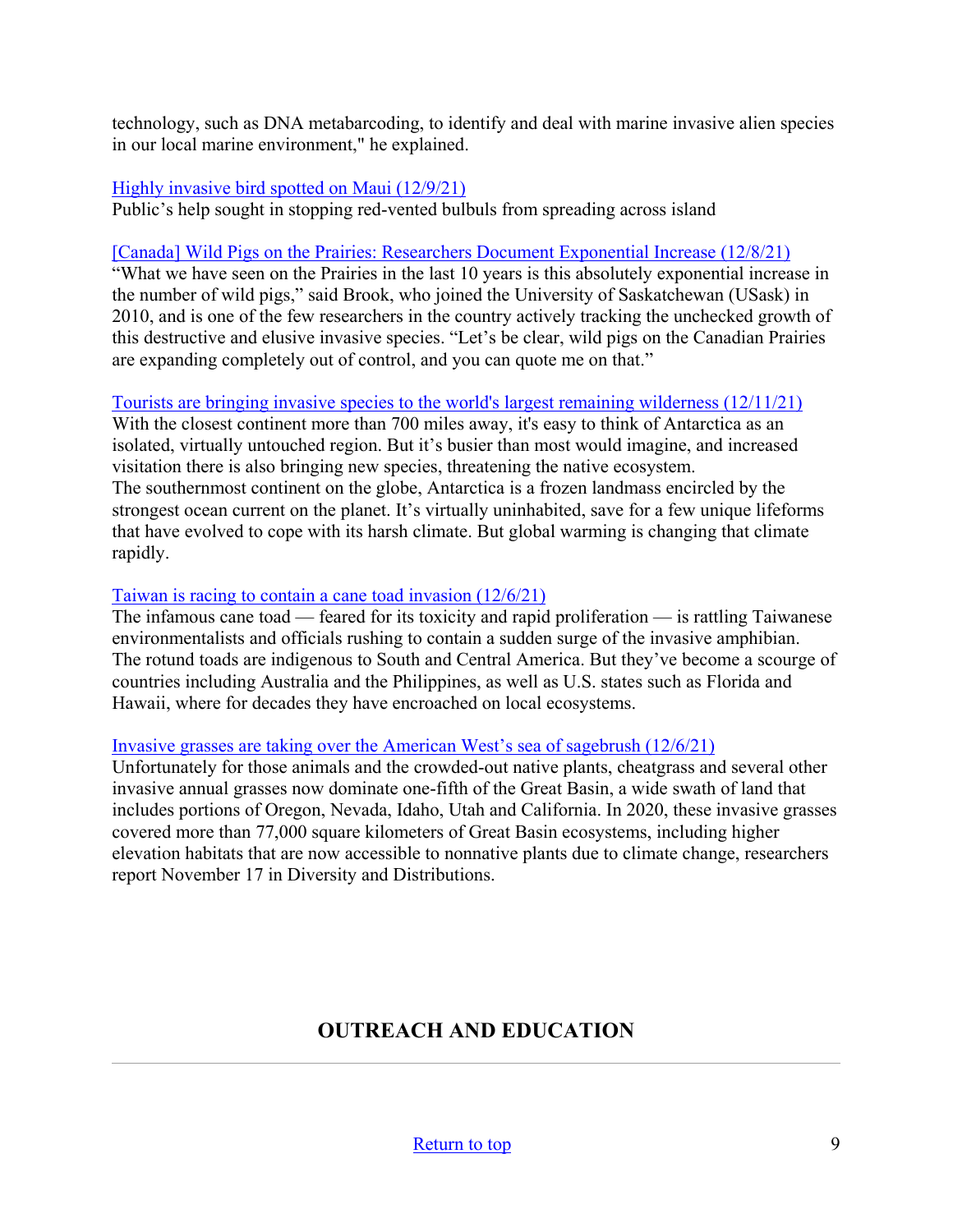technology, such as DNA metabarcoding, to identify and deal with marine invasive alien species in our local marine environment," he explained.

Highly invasive bird spotted on Maui (12/9/21)
Public's help sought in stopping red-vented bulbuls from spreading across island

[Canada] Wild Pigs on the Prairies: Researchers Document Exponential Increase (12/8/21)
"What we have seen on the Prairies in the last 10 years is this absolutely exponential increase in the number of wild pigs," said Brook, who joined the University of Saskatchewan (USask) in 2010, and is one of the few researchers in the country actively tracking the unchecked growth of this destructive and elusive invasive species. "Let's be clear, wild pigs on the Canadian Prairies are expanding completely out of control, and you can quote me on that."

Tourists are bringing invasive species to the world's largest remaining wilderness (12/11/21)
With the closest continent more than 700 miles away, it's easy to think of Antarctica as an isolated, virtually untouched region. But it's busier than most would imagine, and increased visitation there is also bringing new species, threatening the native ecosystem.
The southernmost continent on the globe, Antarctica is a frozen landmass encircled by the strongest ocean current on the planet. It's virtually uninhabited, save for a few unique lifeforms that have evolved to cope with its harsh climate. But global warming is changing that climate rapidly.

Taiwan is racing to contain a cane toad invasion (12/6/21)
The infamous cane toad — feared for its toxicity and rapid proliferation — is rattling Taiwanese environmentalists and officials rushing to contain a sudden surge of the invasive amphibian. The rotund toads are indigenous to South and Central America. But they've become a scourge of countries including Australia and the Philippines, as well as U.S. states such as Florida and Hawaii, where for decades they have encroached on local ecosystems.

Invasive grasses are taking over the American West's sea of sagebrush (12/6/21)
Unfortunately for those animals and the crowded-out native plants, cheatgrass and several other invasive annual grasses now dominate one-fifth of the Great Basin, a wide swath of land that includes portions of Oregon, Nevada, Idaho, Utah and California. In 2020, these invasive grasses covered more than 77,000 square kilometers of Great Basin ecosystems, including higher elevation habitats that are now accessible to nonnative plants due to climate change, researchers report November 17 in Diversity and Distributions.

## OUTREACH AND EDUCATION

---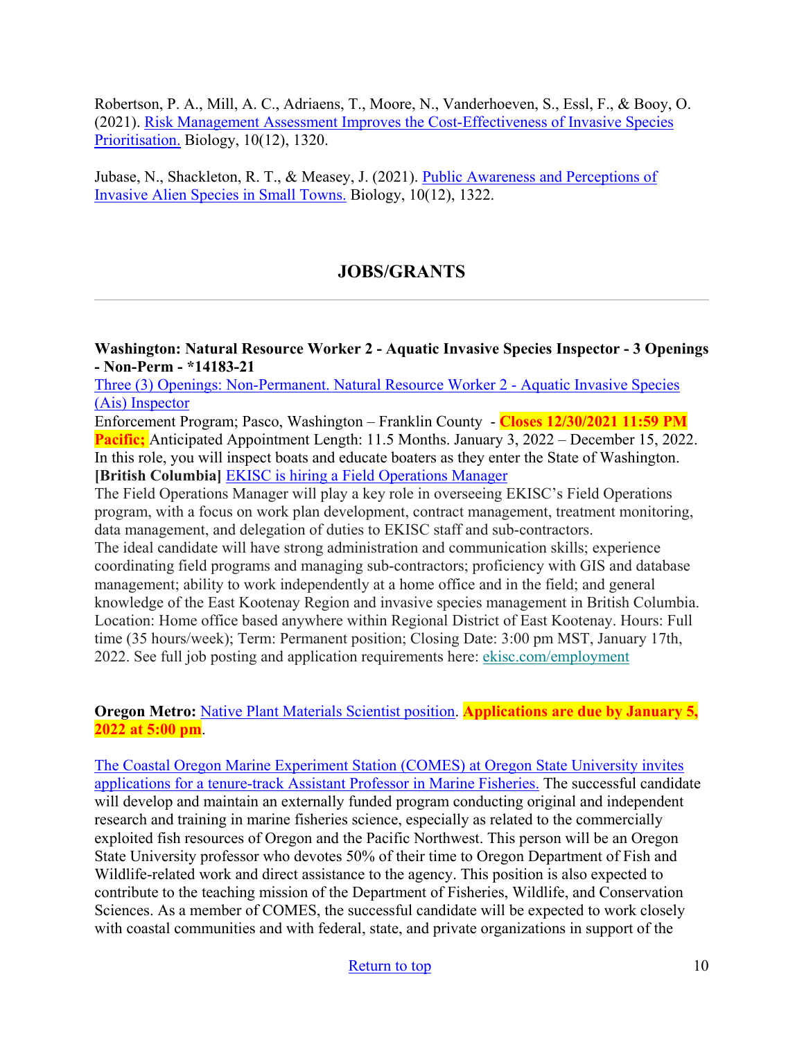Robertson, P. A., Mill, A. C., Adriaens, T., Moore, N., Vanderhoeven, S., Essl, F., & Booy, O. (2021). Risk Management Assessment Improves the Cost-Effectiveness of Invasive Species Prioritisation. Biology, 10(12), 1320.

Jubase, N., Shackleton, R. T., & Measey, J. (2021). Public Awareness and Perceptions of Invasive Alien Species in Small Towns. Biology, 10(12), 1322.

## JOBS/GRANTS

---

**Washington: Natural Resource Worker 2 - Aquatic Invasive Species Inspector - 3 Openings - Non-Perm - *14183-21**
Three (3) Openings: Non-Permanent. Natural Resource Worker 2 - Aquatic Invasive Species (Ais) Inspector
Enforcement Program; Pasco, Washington – Franklin County - **Closes 12/30/2021 11:59 PM Pacific;** Anticipated Appointment Length: 11.5 Months. January 3, 2022 – December 15, 2022. In this role, you will inspect boats and educate boaters as they enter the State of Washington.
**[British Columbia]** EKISC is hiring a Field Operations Manager
The Field Operations Manager will play a key role in overseeing EKISC's Field Operations program, with a focus on work plan development, contract management, treatment monitoring, data management, and delegation of duties to EKISC staff and sub-contractors.
The ideal candidate will have strong administration and communication skills; experience coordinating field programs and managing sub-contractors; proficiency with GIS and database management; ability to work independently at a home office and in the field; and general knowledge of the East Kootenay Region and invasive species management in British Columbia. Location: Home office based anywhere within Regional District of East Kootenay. Hours: Full time (35 hours/week); Term: Permanent position; Closing Date: 3:00 pm MST, January 17th, 2022. See full job posting and application requirements here: ekisc.com/employment

**Oregon Metro:** Native Plant Materials Scientist position. **Applications are due by January 5, 2022 at 5:00 pm**.

The Coastal Oregon Marine Experiment Station (COMES) at Oregon State University invites applications for a tenure-track Assistant Professor in Marine Fisheries. The successful candidate will develop and maintain an externally funded program conducting original and independent research and training in marine fisheries science, especially as related to the commercially exploited fish resources of Oregon and the Pacific Northwest. This person will be an Oregon State University professor who devotes 50% of their time to Oregon Department of Fish and Wildlife-related work and direct assistance to the agency. This position is also expected to contribute to the teaching mission of the Department of Fisheries, Wildlife, and Conservation Sciences. As a member of COMES, the successful candidate will be expected to work closely with coastal communities and with federal, state, and private organizations in support of the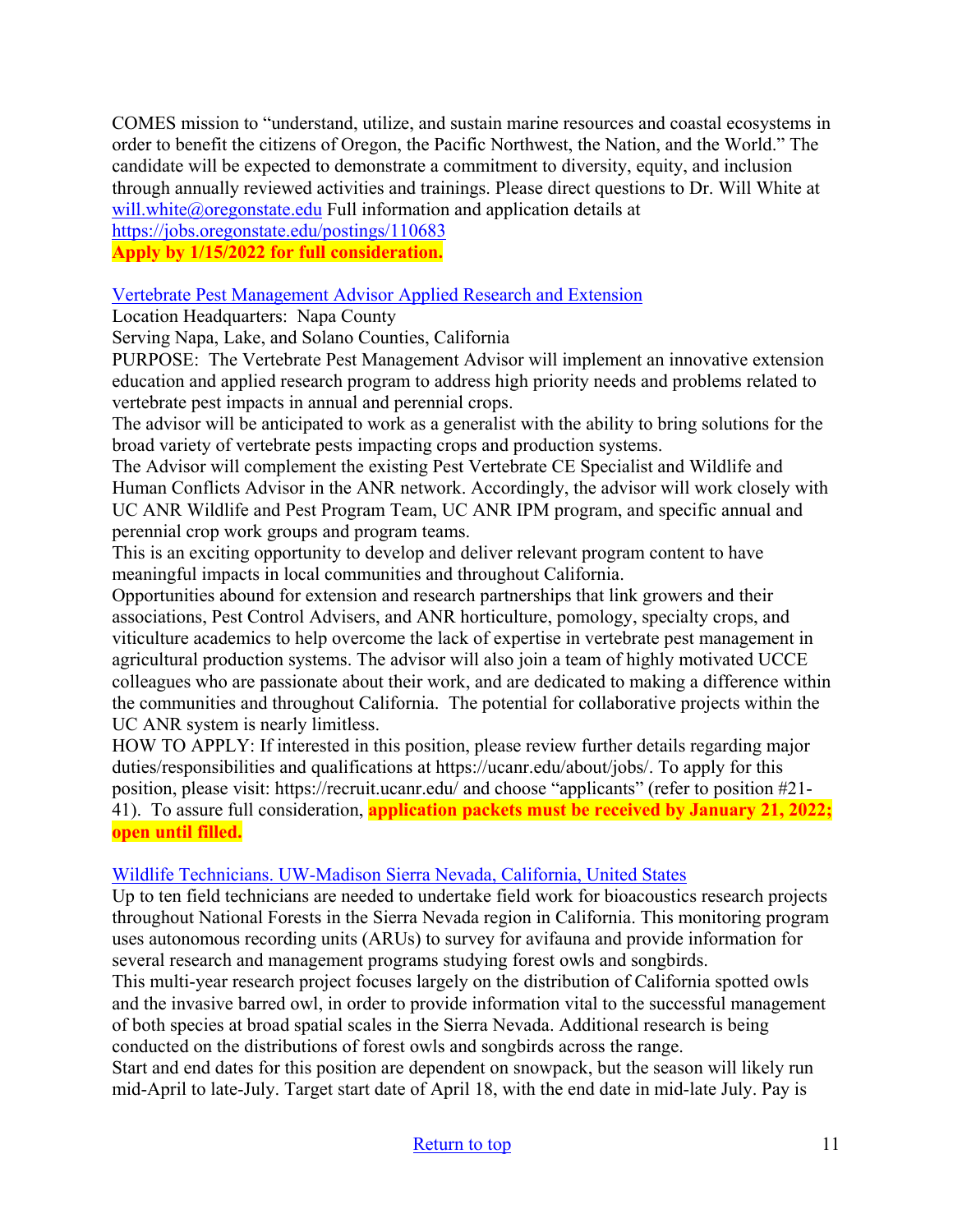COMES mission to “understand, utilize, and sustain marine resources and coastal ecosystems in order to benefit the citizens of Oregon, the Pacific Northwest, the Nation, and the World.” The candidate will be expected to demonstrate a commitment to diversity, equity, and inclusion through annually reviewed activities and trainings. Please direct questions to Dr. Will White at will.white@oregonstate.edu Full information and application details at https://jobs.oregonstate.edu/postings/110683

**Apply by 1/15/2022 for full consideration.**

[Vertebrate Pest Management Advisor Applied Research and Extension]

Location Headquarters: Napa County

Serving Napa, Lake, and Solano Counties, California

PURPOSE: The Vertebrate Pest Management Advisor will implement an innovative extension education and applied research program to address high priority needs and problems related to vertebrate pest impacts in annual and perennial crops.

The advisor will be anticipated to work as a generalist with the ability to bring solutions for the broad variety of vertebrate pests impacting crops and production systems.

The Advisor will complement the existing Pest Vertebrate CE Specialist and Wildlife and Human Conflicts Advisor in the ANR network. Accordingly, the advisor will work closely with UC ANR Wildlife and Pest Program Team, UC ANR IPM program, and specific annual and perennial crop work groups and program teams.

This is an exciting opportunity to develop and deliver relevant program content to have meaningful impacts in local communities and throughout California.

Opportunities abound for extension and research partnerships that link growers and their associations, Pest Control Advisers, and ANR horticulture, pomology, specialty crops, and viticulture academics to help overcome the lack of expertise in vertebrate pest management in agricultural production systems. The advisor will also join a team of highly motivated UCCE colleagues who are passionate about their work, and are dedicated to making a difference within the communities and throughout California. The potential for collaborative projects within the UC ANR system is nearly limitless.

HOW TO APPLY: If interested in this position, please review further details regarding major duties/responsibilities and qualifications at https://ucanr.edu/about/jobs/. To apply for this position, please visit: https://recruit.ucanr.edu/ and choose “applicants” (refer to position #21-41). To assure full consideration, **application packets must be received by January 21, 2022; open until filled.**

[Wildlife Technicians. UW-Madison Sierra Nevada, California, United States]

Up to ten field technicians are needed to undertake field work for bioacoustics research projects throughout National Forests in the Sierra Nevada region in California. This monitoring program uses autonomous recording units (ARUs) to survey for avifauna and provide information for several research and management programs studying forest owls and songbirds.

This multi-year research project focuses largely on the distribution of California spotted owls and the invasive barred owl, in order to provide information vital to the successful management of both species at broad spatial scales in the Sierra Nevada. Additional research is being conducted on the distributions of forest owls and songbirds across the range.

Start and end dates for this position are dependent on snowpack, but the season will likely run mid-April to late-July. Target start date of April 18, with the end date in mid-late July. Pay is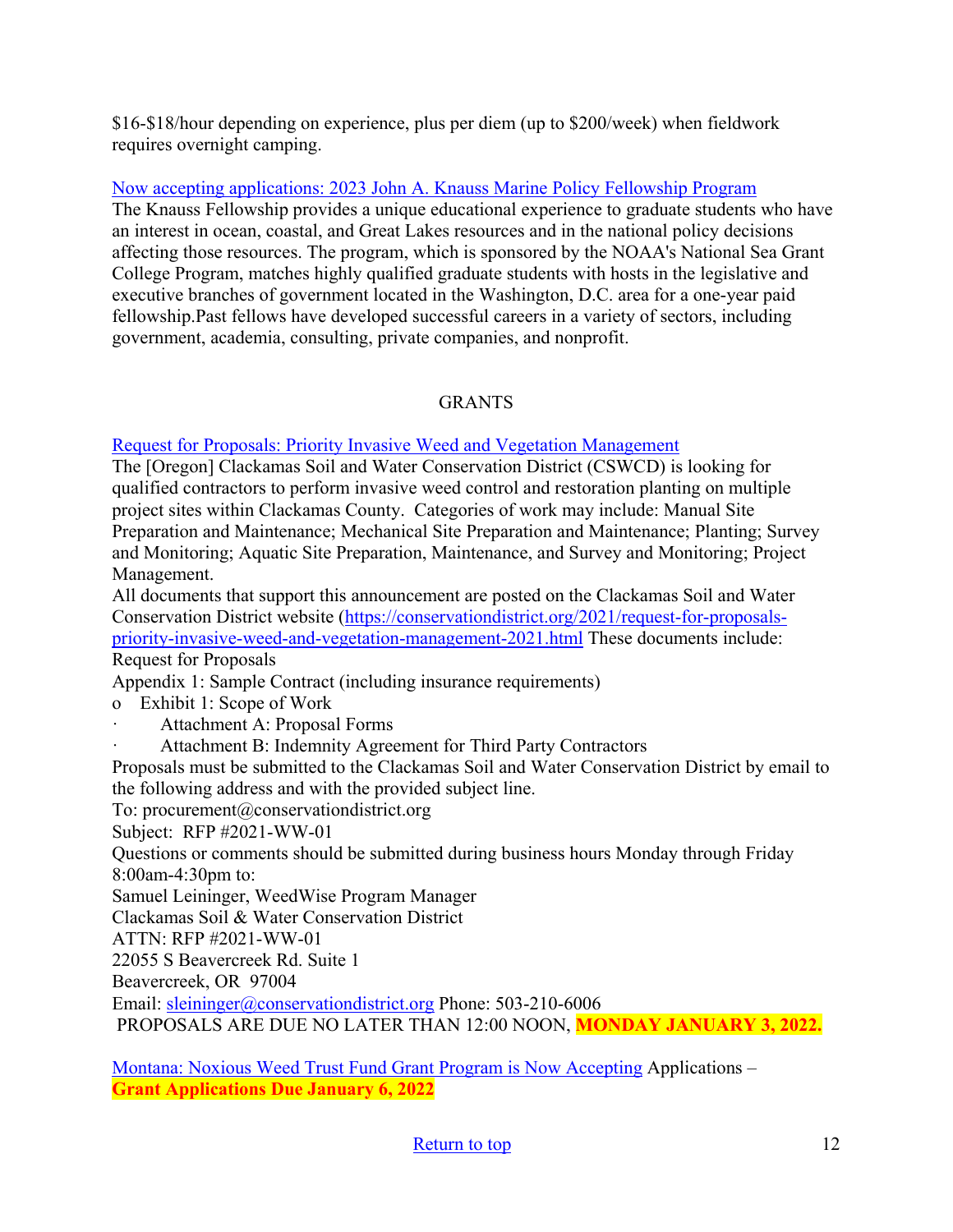$16-$18/hour depending on experience, plus per diem (up to $200/week) when fieldwork requires overnight camping.

[Now accepting applications: 2023 John A. Knauss Marine Policy Fellowship Program]
The Knauss Fellowship provides a unique educational experience to graduate students who have an interest in ocean, coastal, and Great Lakes resources and in the national policy decisions affecting those resources. The program, which is sponsored by the NOAA's National Sea Grant College Program, matches highly qualified graduate students with hosts in the legislative and executive branches of government located in the Washington, D.C. area for a one-year paid fellowship.Past fellows have developed successful careers in a variety of sectors, including government, academia, consulting, private companies, and nonprofit.

## GRANTS

[Request for Proposals: Priority Invasive Weed and Vegetation Management]
The [Oregon] Clackamas Soil and Water Conservation District (CSWCD) is looking for qualified contractors to perform invasive weed control and restoration planting on multiple project sites within Clackamas County. Categories of work may include: Manual Site Preparation and Maintenance; Mechanical Site Preparation and Maintenance; Planting; Survey and Monitoring; Aquatic Site Preparation, Maintenance, and Survey and Monitoring; Project Management.
All documents that support this announcement are posted on the Clackamas Soil and Water Conservation District website (https://conservationdistrict.org/2021/request-for-proposals-priority-invasive-weed-and-vegetation-management-2021.html These documents include:
Request for Proposals
Appendix 1: Sample Contract (including insurance requirements)
- Exhibit 1: Scope of Work
  - Attachment A: Proposal Forms
  - Attachment B: Indemnity Agreement for Third Party Contractors

Proposals must be submitted to the Clackamas Soil and Water Conservation District by email to the following address and with the provided subject line.
To: procurement@conservationdistrict.org
Subject: RFP #2021-WW-01
Questions or comments should be submitted during business hours Monday through Friday 8:00am-4:30pm to:
Samuel Leininger, WeedWise Program Manager
Clackamas Soil & Water Conservation District
ATTN: RFP #2021-WW-01
22055 S Beavercreek Rd. Suite 1
Beavercreek, OR 97004
Email: sleininger@conservationdistrict.org Phone: 503-210-6006
PROPOSALS ARE DUE NO LATER THAN 12:00 NOON, **MONDAY JANUARY 3, 2022.**

[Montana: Noxious Weed Trust Fund Grant Program is Now Accepting] Applications – **Grant Applications Due January 6, 2022**

Return to top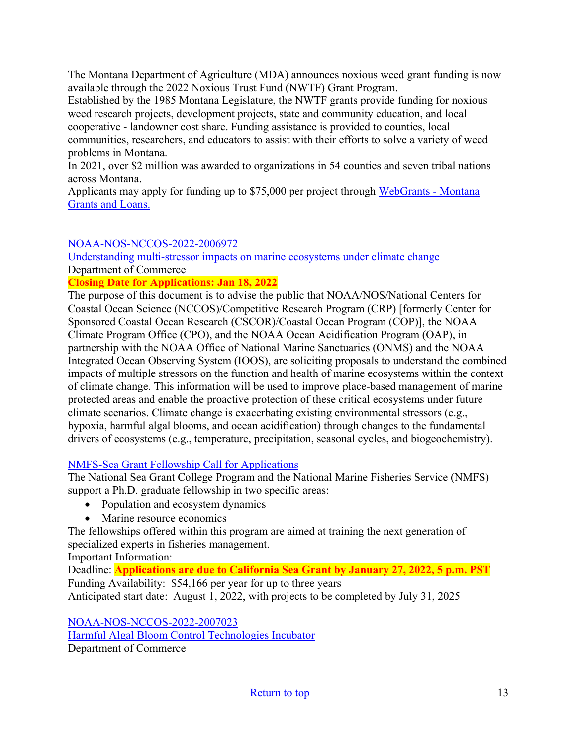The Montana Department of Agriculture (MDA) announces noxious weed grant funding is now available through the 2022 Noxious Trust Fund (NWTF) Grant Program.

Established by the 1985 Montana Legislature, the NWTF grants provide funding for noxious weed research projects, development projects, state and community education, and local cooperative - landowner cost share. Funding assistance is provided to counties, local communities, researchers, and educators to assist with their efforts to solve a variety of weed problems in Montana.

In 2021, over $2 million was awarded to organizations in 54 counties and seven tribal nations across Montana.

Applicants may apply for funding up to $75,000 per project through [WebGrants - Montana Grants and Loans.]()

[NOAA-NOS-NCCOS-2022-2006972]()

[Understanding multi-stressor impacts on marine ecosystems under climate change]()

Department of Commerce

**Closing Date for Applications: Jan 18, 2022**

The purpose of this document is to advise the public that NOAA/NOS/National Centers for Coastal Ocean Science (NCCOS)/Competitive Research Program (CRP) [formerly Center for Sponsored Coastal Ocean Research (CSCOR)/Coastal Ocean Program (COP)], the NOAA Climate Program Office (CPO), and the NOAA Ocean Acidification Program (OAP), in partnership with the NOAA Office of National Marine Sanctuaries (ONMS) and the NOAA Integrated Ocean Observing System (IOOS), are soliciting proposals to understand the combined impacts of multiple stressors on the function and health of marine ecosystems within the context of climate change. This information will be used to improve place-based management of marine protected areas and enable the proactive protection of these critical ecosystems under future climate scenarios. Climate change is exacerbating existing environmental stressors (e.g., hypoxia, harmful algal blooms, and ocean acidification) through changes to the fundamental drivers of ecosystems (e.g., temperature, precipitation, seasonal cycles, and biogeochemistry).

[NMFS-Sea Grant Fellowship Call for Applications]()

The National Sea Grant College Program and the National Marine Fisheries Service (NMFS) support a Ph.D. graduate fellowship in two specific areas:

- Population and ecosystem dynamics
- Marine resource economics

The fellowships offered within this program are aimed at training the next generation of specialized experts in fisheries management.

Important Information:

Deadline: **Applications are due to California Sea Grant by January 27, 2022, 5 p.m. PST**

Funding Availability: $54,166 per year for up to three years

Anticipated start date: August 1, 2022, with projects to be completed by July 31, 2025

[NOAA-NOS-NCCOS-2022-2007023]()

[Harmful Algal Bloom Control Technologies Incubator]()

Department of Commerce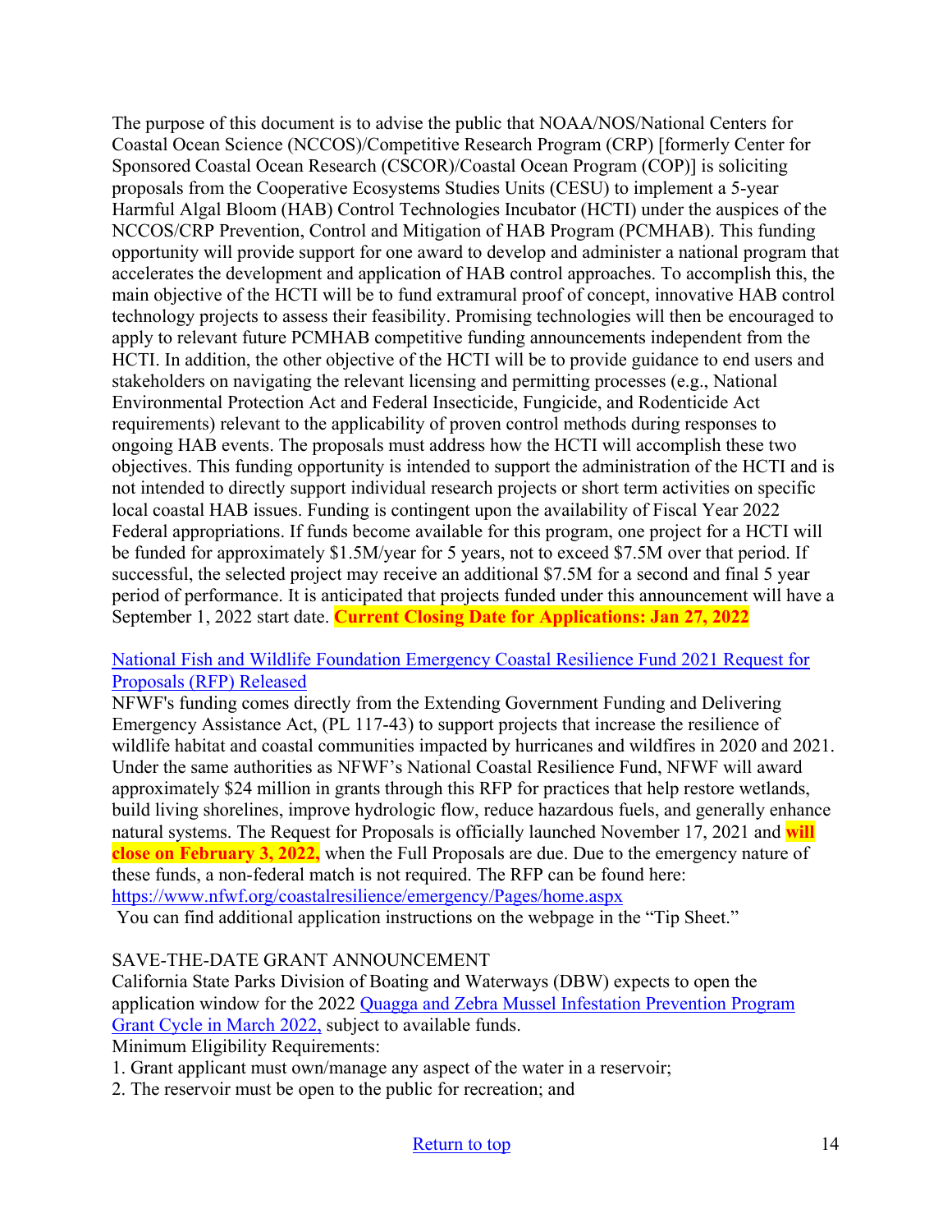The purpose of this document is to advise the public that NOAA/NOS/National Centers for Coastal Ocean Science (NCCOS)/Competitive Research Program (CRP) [formerly Center for Sponsored Coastal Ocean Research (CSCOR)/Coastal Ocean Program (COP)] is soliciting proposals from the Cooperative Ecosystems Studies Units (CESU) to implement a 5-year Harmful Algal Bloom (HAB) Control Technologies Incubator (HCTI) under the auspices of the NCCOS/CRP Prevention, Control and Mitigation of HAB Program (PCMHAB). This funding opportunity will provide support for one award to develop and administer a national program that accelerates the development and application of HAB control approaches. To accomplish this, the main objective of the HCTI will be to fund extramural proof of concept, innovative HAB control technology projects to assess their feasibility. Promising technologies will then be encouraged to apply to relevant future PCMHAB competitive funding announcements independent from the HCTI. In addition, the other objective of the HCTI will be to provide guidance to end users and stakeholders on navigating the relevant licensing and permitting processes (e.g., National Environmental Protection Act and Federal Insecticide, Fungicide, and Rodenticide Act requirements) relevant to the applicability of proven control methods during responses to ongoing HAB events. The proposals must address how the HCTI will accomplish these two objectives. This funding opportunity is intended to support the administration of the HCTI and is not intended to directly support individual research projects or short term activities on specific local coastal HAB issues. Funding is contingent upon the availability of Fiscal Year 2022 Federal appropriations. If funds become available for this program, one project for a HCTI will be funded for approximately $1.5M/year for 5 years, not to exceed $7.5M over that period. If successful, the selected project may receive an additional $7.5M for a second and final 5 year period of performance. It is anticipated that projects funded under this announcement will have a September 1, 2022 start date. **Current Closing Date for Applications: Jan 27, 2022**

[National Fish and Wildlife Foundation Emergency Coastal Resilience Fund 2021 Request for Proposals (RFP) Released](https://www.nfwf.org/coastalresilience/emergency/Pages/home.aspx)

NFWF's funding comes directly from the Extending Government Funding and Delivering Emergency Assistance Act, (PL 117-43) to support projects that increase the resilience of wildlife habitat and coastal communities impacted by hurricanes and wildfires in 2020 and 2021. Under the same authorities as NFWF's National Coastal Resilience Fund, NFWF will award approximately $24 million in grants through this RFP for practices that help restore wetlands, build living shorelines, improve hydrologic flow, reduce hazardous fuels, and generally enhance natural systems. The Request for Proposals is officially launched November 17, 2021 and **will close on February 3, 2022,** when the Full Proposals are due. Due to the emergency nature of these funds, a non-federal match is not required. The RFP can be found here: https://www.nfwf.org/coastalresilience/emergency/Pages/home.aspx

You can find additional application instructions on the webpage in the "Tip Sheet."

SAVE-THE-DATE GRANT ANNOUNCEMENT

California State Parks Division of Boating and Waterways (DBW) expects to open the application window for the 2022 Quagga and Zebra Mussel Infestation Prevention Program Grant Cycle in March 2022, subject to available funds.

Minimum Eligibility Requirements:

1. Grant applicant must own/manage any aspect of the water in a reservoir;
2. The reservoir must be open to the public for recreation; and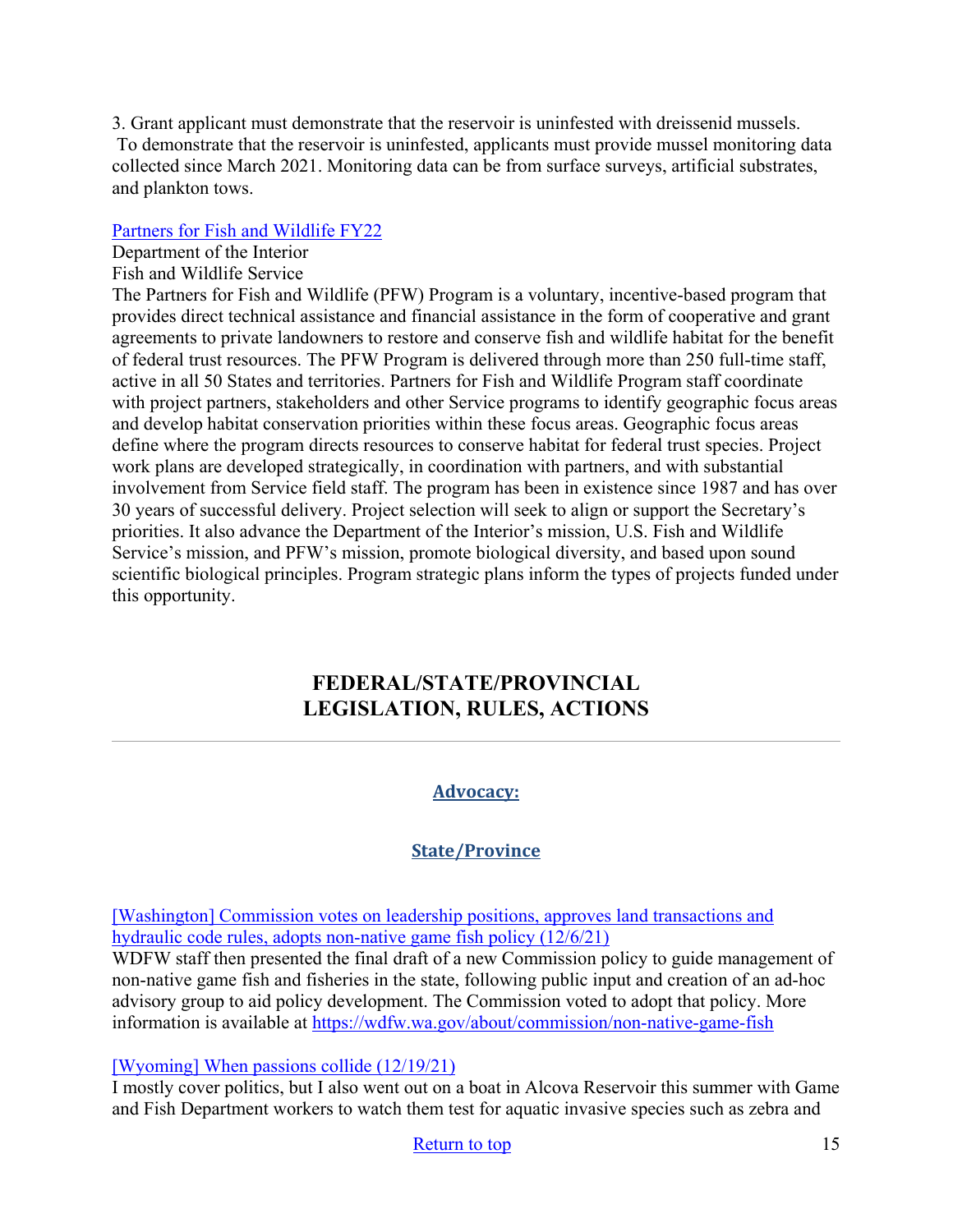3. Grant applicant must demonstrate that the reservoir is uninfested with dreissenid mussels. To demonstrate that the reservoir is uninfested, applicants must provide mussel monitoring data collected since March 2021. Monitoring data can be from surface surveys, artificial substrates, and plankton tows.

[Partners for Fish and Wildlife FY22]
Department of the Interior
Fish and Wildlife Service
The Partners for Fish and Wildlife (PFW) Program is a voluntary, incentive-based program that provides direct technical assistance and financial assistance in the form of cooperative and grant agreements to private landowners to restore and conserve fish and wildlife habitat for the benefit of federal trust resources. The PFW Program is delivered through more than 250 full-time staff, active in all 50 States and territories. Partners for Fish and Wildlife Program staff coordinate with project partners, stakeholders and other Service programs to identify geographic focus areas and develop habitat conservation priorities within these focus areas. Geographic focus areas define where the program directs resources to conserve habitat for federal trust species. Project work plans are developed strategically, in coordination with partners, and with substantial involvement from Service field staff. The program has been in existence since 1987 and has over 30 years of successful delivery. Project selection will seek to align or support the Secretary's priorities. It also advance the Department of the Interior's mission, U.S. Fish and Wildlife Service's mission, and PFW's mission, promote biological diversity, and based upon sound scientific biological principles. Program strategic plans inform the types of projects funded under this opportunity.

## FEDERAL/STATE/PROVINCIAL LEGISLATION, RULES, ACTIONS

---

### Advocacy:

### State/Province

[Washington] Commission votes on leadership positions, approves land transactions and hydraulic code rules, adopts non-native game fish policy (12/6/21)
WDFW staff then presented the final draft of a new Commission policy to guide management of non-native game fish and fisheries in the state, following public input and creation of an ad-hoc advisory group to aid policy development. The Commission voted to adopt that policy. More information is available at https://wdfw.wa.gov/about/commission/non-native-game-fish

[Wyoming] When passions collide (12/19/21)
I mostly cover politics, but I also went out on a boat in Alcova Reservoir this summer with Game and Fish Department workers to watch them test for aquatic invasive species such as zebra and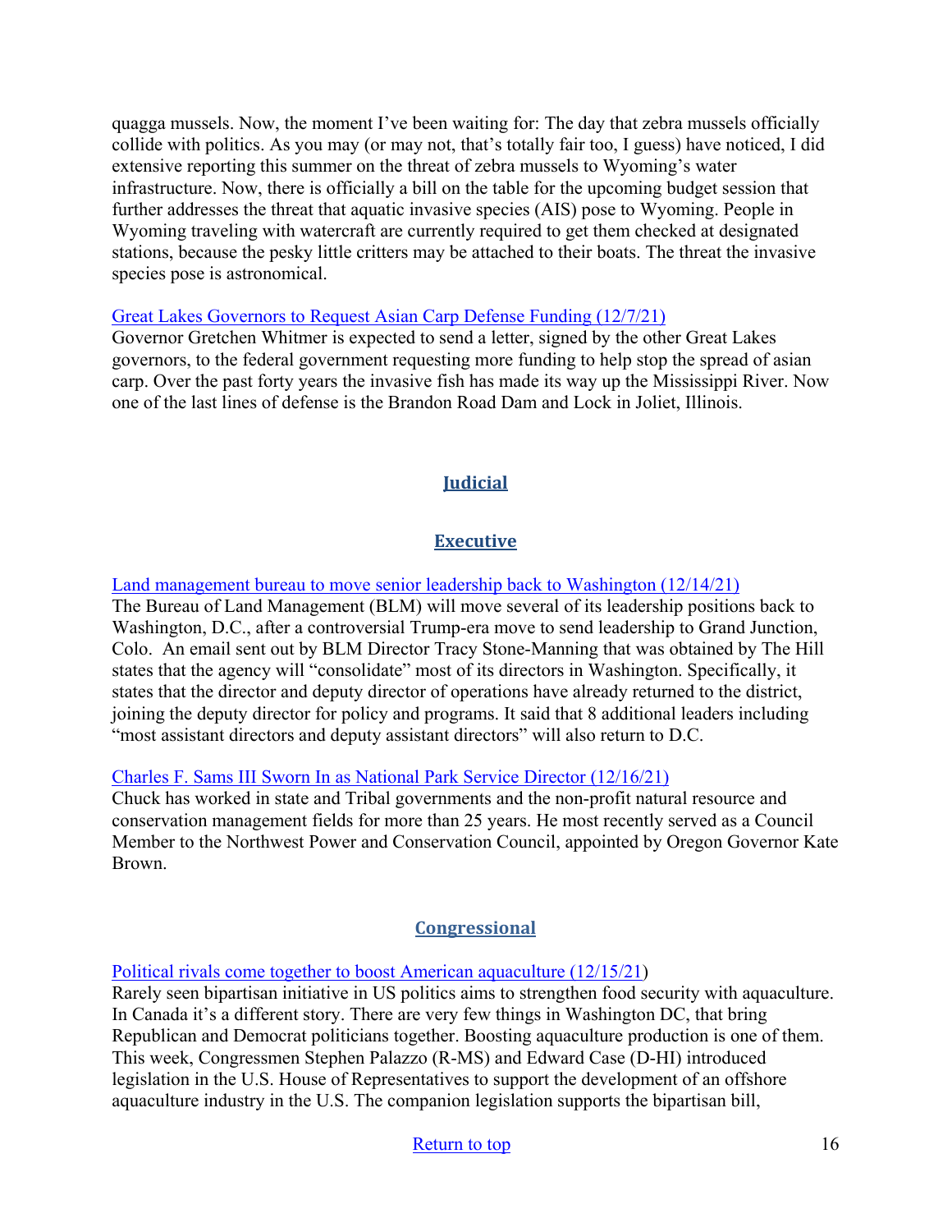quagga mussels. Now, the moment I've been waiting for: The day that zebra mussels officially collide with politics. As you may (or may not, that's totally fair too, I guess) have noticed, I did extensive reporting this summer on the threat of zebra mussels to Wyoming's water infrastructure. Now, there is officially a bill on the table for the upcoming budget session that further addresses the threat that aquatic invasive species (AIS) pose to Wyoming. People in Wyoming traveling with watercraft are currently required to get them checked at designated stations, because the pesky little critters may be attached to their boats. The threat the invasive species pose is astronomical.

[Great Lakes Governors to Request Asian Carp Defense Funding (12/7/21)]
Governor Gretchen Whitmer is expected to send a letter, signed by the other Great Lakes governors, to the federal government requesting more funding to help stop the spread of asian carp. Over the past forty years the invasive fish has made its way up the Mississippi River. Now one of the last lines of defense is the Brandon Road Dam and Lock in Joliet, Illinois.

## Judicial

## Executive

[Land management bureau to move senior leadership back to Washington (12/14/21)]
The Bureau of Land Management (BLM) will move several of its leadership positions back to Washington, D.C., after a controversial Trump-era move to send leadership to Grand Junction, Colo. An email sent out by BLM Director Tracy Stone-Manning that was obtained by The Hill states that the agency will "consolidate" most of its directors in Washington. Specifically, it states that the director and deputy director of operations have already returned to the district, joining the deputy director for policy and programs. It said that 8 additional leaders including "most assistant directors and deputy assistant directors" will also return to D.C.

[Charles F. Sams III Sworn In as National Park Service Director (12/16/21)]
Chuck has worked in state and Tribal governments and the non-profit natural resource and conservation management fields for more than 25 years. He most recently served as a Council Member to the Northwest Power and Conservation Council, appointed by Oregon Governor Kate Brown.

## Congressional

[Political rivals come together to boost American aquaculture (12/15/21)])
Rarely seen bipartisan initiative in US politics aims to strengthen food security with aquaculture. In Canada it's a different story. There are very few things in Washington DC, that bring Republican and Democrat politicians together. Boosting aquaculture production is one of them. This week, Congressmen Stephen Palazzo (R-MS) and Edward Case (D-HI) introduced legislation in the U.S. House of Representatives to support the development of an offshore aquaculture industry in the U.S. The companion legislation supports the bipartisan bill,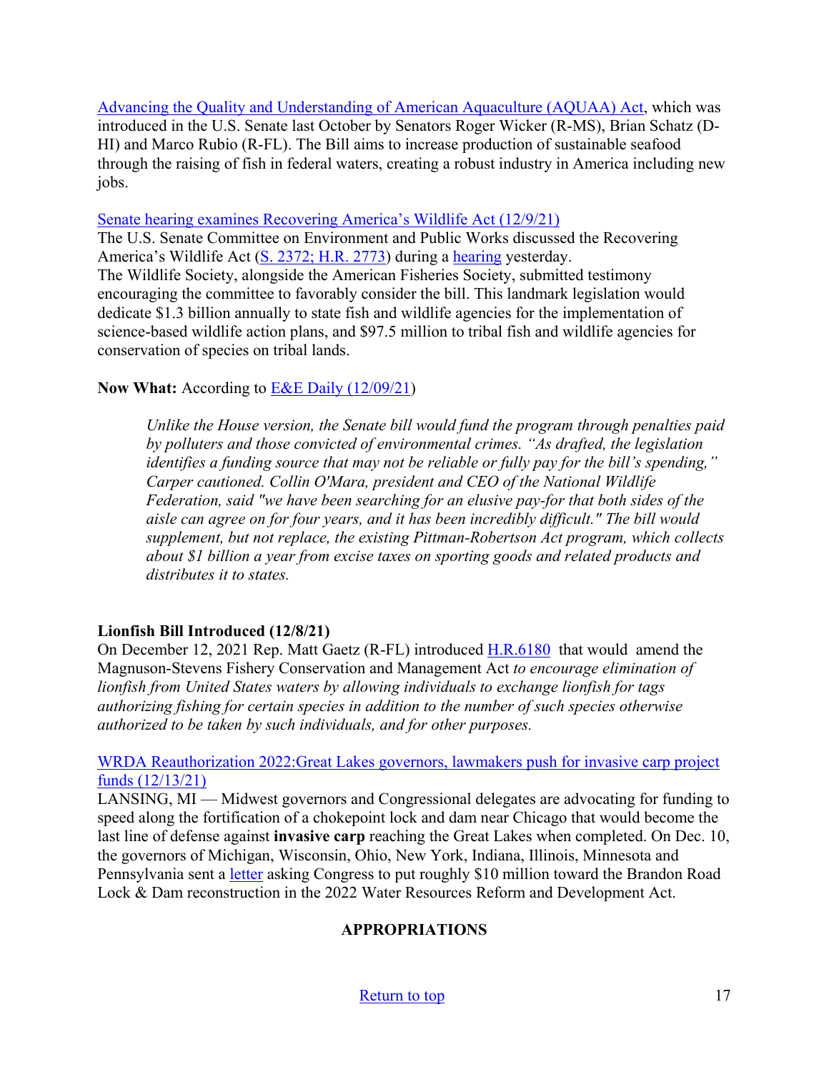Advancing the Quality and Understanding of American Aquaculture (AQUAA) Act, which was introduced in the U.S. Senate last October by Senators Roger Wicker (R-MS), Brian Schatz (D-HI) and Marco Rubio (R-FL). The Bill aims to increase production of sustainable seafood through the raising of fish in federal waters, creating a robust industry in America including new jobs.

Senate hearing examines Recovering America's Wildlife Act (12/9/21)
The U.S. Senate Committee on Environment and Public Works discussed the Recovering America's Wildlife Act (S. 2372; H.R. 2773) during a hearing yesterday.
The Wildlife Society, alongside the American Fisheries Society, submitted testimony encouraging the committee to favorably consider the bill. This landmark legislation would dedicate $1.3 billion annually to state fish and wildlife agencies for the implementation of science-based wildlife action plans, and $97.5 million to tribal fish and wildlife agencies for conservation of species on tribal lands.

**Now What:** According to E&E Daily (12/09/21)

> *Unlike the House version, the Senate bill would fund the program through penalties paid by polluters and those convicted of environmental crimes. "As drafted, the legislation identifies a funding source that may not be reliable or fully pay for the bill's spending," Carper cautioned. Collin O'Mara, president and CEO of the National Wildlife Federation, said "we have been searching for an elusive pay-for that both sides of the aisle can agree on for four years, and it has been incredibly difficult." The bill would supplement, but not replace, the existing Pittman-Robertson Act program, which collects about $1 billion a year from excise taxes on sporting goods and related products and distributes it to states.*

**Lionfish Bill Introduced (12/8/21)**
On December 12, 2021 Rep. Matt Gaetz (R-FL) introduced H.R.6180 that would amend the Magnuson-Stevens Fishery Conservation and Management Act *to encourage elimination of lionfish from United States waters by allowing individuals to exchange lionfish for tags authorizing fishing for certain species in addition to the number of such species otherwise authorized to be taken by such individuals, and for other purposes.*

WRDA Reauthorization 2022:Great Lakes governors, lawmakers push for invasive carp project funds (12/13/21)
LANSING, MI — Midwest governors and Congressional delegates are advocating for funding to speed along the fortification of a chokepoint lock and dam near Chicago that would become the last line of defense against **invasive carp** reaching the Great Lakes when completed. On Dec. 10, the governors of Michigan, Wisconsin, Ohio, New York, Indiana, Illinois, Minnesota and Pennsylvania sent a letter asking Congress to put roughly $10 million toward the Brandon Road Lock & Dam reconstruction in the 2022 Water Resources Reform and Development Act.

**APPROPRIATIONS**

Return to top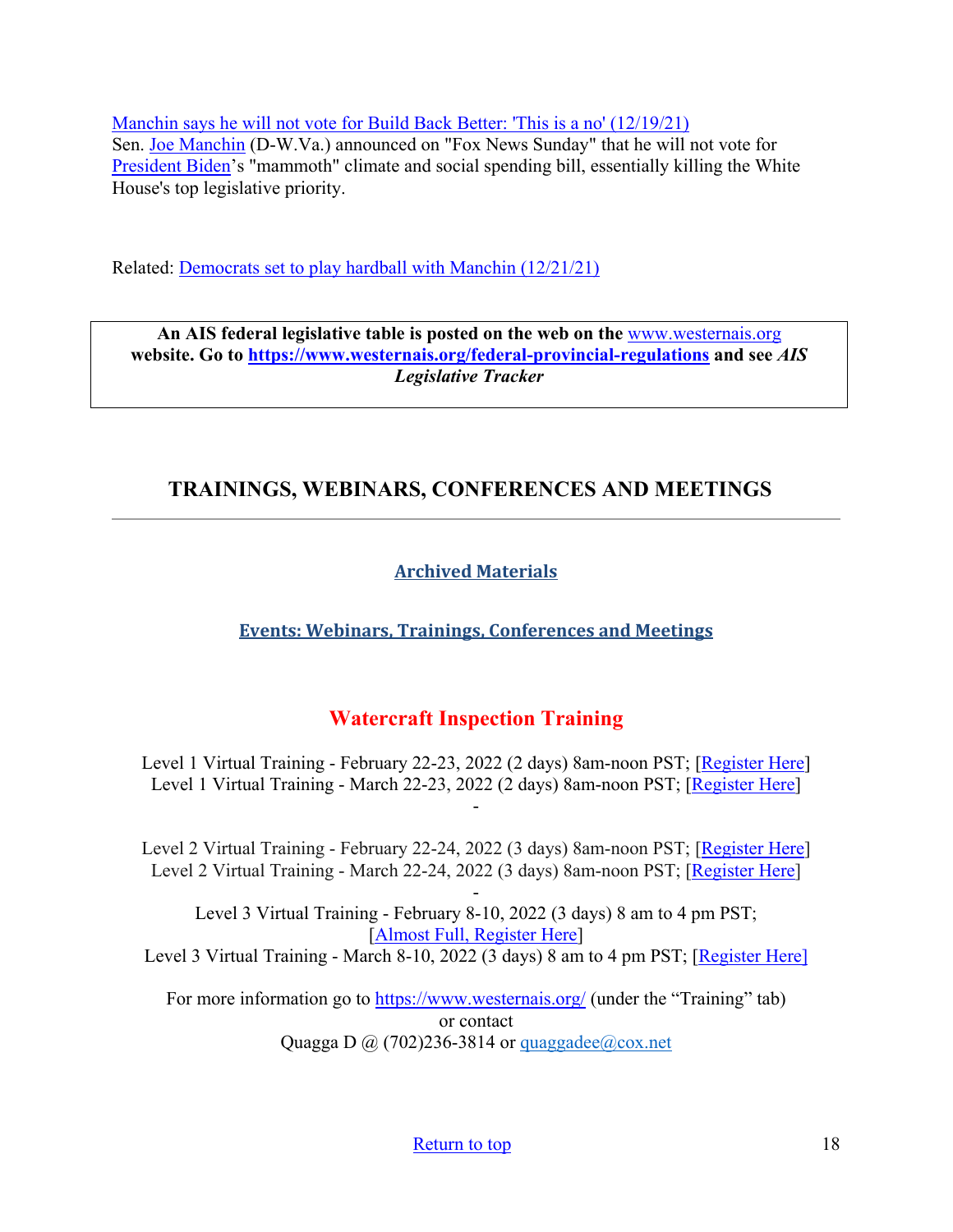Manchin says he will not vote for Build Back Better: 'This is a no' (12/19/21)
Sen. Joe Manchin (D-W.Va.) announced on "Fox News Sunday" that he will not vote for President Biden's "mammoth" climate and social spending bill, essentially killing the White House's top legislative priority.

Related: Democrats set to play hardball with Manchin (12/21/21)

**An AIS federal legislative table is posted on the web on the www.westernais.org website. Go to https://www.westernais.org/federal-provincial-regulations and see *AIS Legislative Tracker***

## TRAININGS, WEBINARS, CONFERENCES AND MEETINGS

**Archived Materials**

**Events: Webinars, Trainings, Conferences and Meetings**

### Watercraft Inspection Training

Level 1 Virtual Training - February 22-23, 2022 (2 days) 8am-noon PST; [Register Here]
Level 1 Virtual Training - March 22-23, 2022 (2 days) 8am-noon PST; [Register Here]

-

Level 2 Virtual Training - February 22-24, 2022 (3 days) 8am-noon PST; [Register Here]
Level 2 Virtual Training - March 22-24, 2022 (3 days) 8am-noon PST; [Register Here]

-

Level 3 Virtual Training - February 8-10, 2022 (3 days) 8 am to 4 pm PST; [Almost Full, Register Here]
Level 3 Virtual Training - March 8-10, 2022 (3 days) 8 am to 4 pm PST; [Register Here]

For more information go to https://www.westernais.org/ (under the "Training" tab)
or contact
Quagga D @ (702)236-3814 or quaggadee@cox.net

Return to top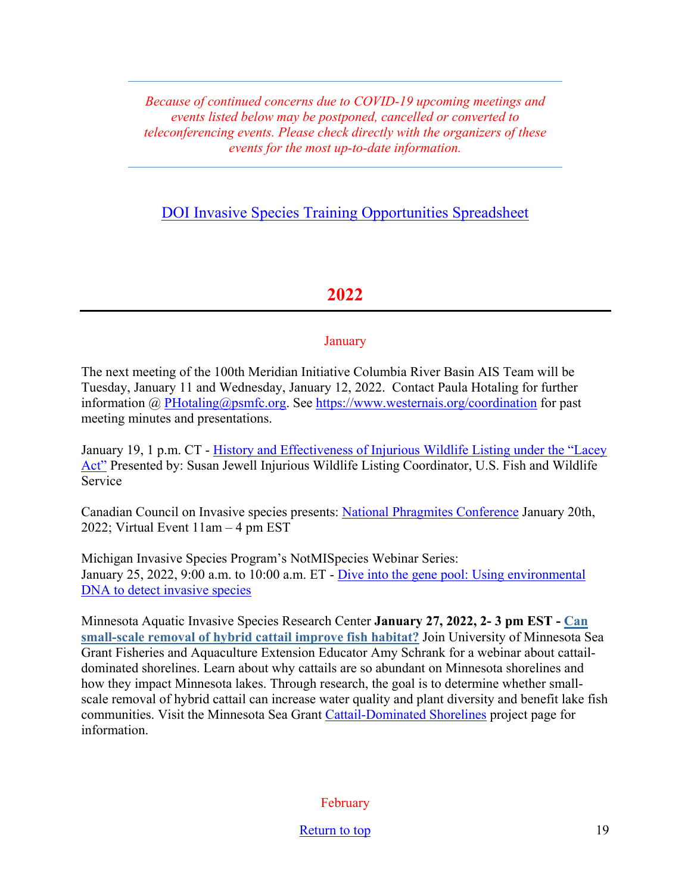*Because of continued concerns due to COVID-19 upcoming meetings and events listed below may be postponed, cancelled or converted to teleconferencing events. Please check directly with the organizers of these events for the most up-to-date information.*

---

DOI Invasive Species Training Opportunities Spreadsheet

## 2022

---

### January

The next meeting of the 100th Meridian Initiative Columbia River Basin AIS Team will be Tuesday, January 11 and Wednesday, January 12, 2022. Contact Paula Hotaling for further information @ PHotaling@psmfc.org. See https://www.westernais.org/coordination for past meeting minutes and presentations.

January 19, 1 p.m. CT - History and Effectiveness of Injurious Wildlife Listing under the "Lacey Act" Presented by: Susan Jewell Injurious Wildlife Listing Coordinator, U.S. Fish and Wildlife Service

Canadian Council on Invasive species presents: National Phragmites Conference January 20th, 2022; Virtual Event 11am – 4 pm EST

Michigan Invasive Species Program's NotMISpecies Webinar Series:
January 25, 2022, 9:00 a.m. to 10:00 a.m. ET - Dive into the gene pool: Using environmental DNA to detect invasive species

Minnesota Aquatic Invasive Species Research Center **January 27, 2022, 2- 3 pm EST - Can small-scale removal of hybrid cattail improve fish habitat?** Join University of Minnesota Sea Grant Fisheries and Aquaculture Extension Educator Amy Schrank for a webinar about cattail-dominated shorelines. Learn about why cattails are so abundant on Minnesota shorelines and how they impact Minnesota lakes. Through research, the goal is to determine whether small-scale removal of hybrid cattail can increase water quality and plant diversity and benefit lake fish communities. Visit the Minnesota Sea Grant Cattail-Dominated Shorelines project page for information.

### February

Return to top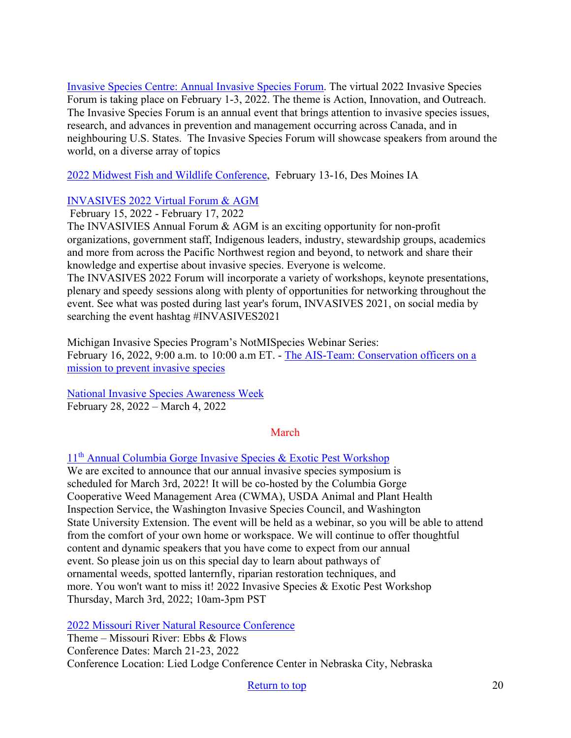[Invasive Species Centre: Annual Invasive Species Forum](). The virtual 2022 Invasive Species Forum is taking place on February 1-3, 2022. The theme is Action, Innovation, and Outreach. The Invasive Species Forum is an annual event that brings attention to invasive species issues, research, and advances in prevention and management occurring across Canada, and in neighbouring U.S. States. The Invasive Species Forum will showcase speakers from around the world, on a diverse array of topics

[2022 Midwest Fish and Wildlife Conference](), February 13-16, Des Moines IA

[INVASIVES 2022 Virtual Forum & AGM]()
February 15, 2022 - February 17, 2022
The INVASIVIES Annual Forum & AGM is an exciting opportunity for non-profit organizations, government staff, Indigenous leaders, industry, stewardship groups, academics and more from across the Pacific Northwest region and beyond, to network and share their knowledge and expertise about invasive species. Everyone is welcome.
The INVASIVES 2022 Forum will incorporate a variety of workshops, keynote presentations, plenary and speedy sessions along with plenty of opportunities for networking throughout the event. See what was posted during last year's forum, INVASIVES 2021, on social media by searching the event hashtag #INVASIVES2021

Michigan Invasive Species Program's NotMISpecies Webinar Series:
February 16, 2022, 9:00 a.m. to 10:00 a.m ET. - [The AIS-Team: Conservation officers on a mission to prevent invasive species]()

[National Invasive Species Awareness Week]()
February 28, 2022 – March 4, 2022

## March

[11th Annual Columbia Gorge Invasive Species & Exotic Pest Workshop]()
We are excited to announce that our annual invasive species symposium is scheduled for March 3rd, 2022! It will be co-hosted by the Columbia Gorge Cooperative Weed Management Area (CWMA), USDA Animal and Plant Health Inspection Service, the Washington Invasive Species Council, and Washington State University Extension. The event will be held as a webinar, so you will be able to attend from the comfort of your own home or workspace. We will continue to offer thoughtful content and dynamic speakers that you have come to expect from our annual event. So please join us on this special day to learn about pathways of ornamental weeds, spotted lanternfly, riparian restoration techniques, and more. You won't want to miss it! 2022 Invasive Species & Exotic Pest Workshop Thursday, March 3rd, 2022; 10am-3pm PST

[2022 Missouri River Natural Resource Conference]()
Theme – Missouri River: Ebbs & Flows
Conference Dates: March 21-23, 2022
Conference Location: Lied Lodge Conference Center in Nebraska City, Nebraska

[Return to top]()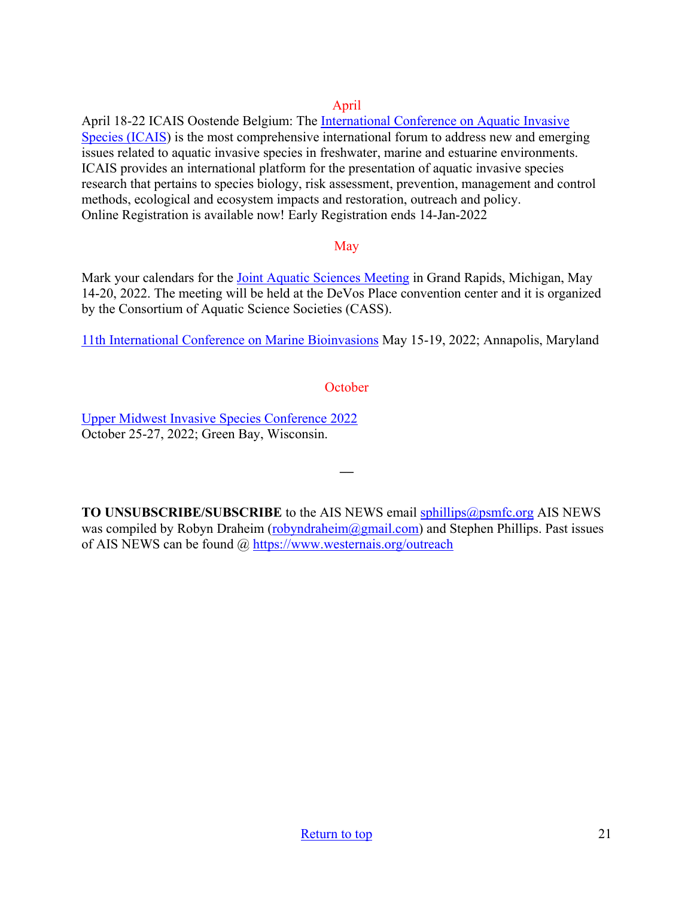### April

April 18-22 ICAIS Oostende Belgium: The International Conference on Aquatic Invasive Species (ICAIS) is the most comprehensive international forum to address new and emerging issues related to aquatic invasive species in freshwater, marine and estuarine environments. ICAIS provides an international platform for the presentation of aquatic invasive species research that pertains to species biology, risk assessment, prevention, management and control methods, ecological and ecosystem impacts and restoration, outreach and policy.
Online Registration is available now! Early Registration ends 14-Jan-2022

### May

Mark your calendars for the Joint Aquatic Sciences Meeting in Grand Rapids, Michigan, May 14-20, 2022. The meeting will be held at the DeVos Place convention center and it is organized by the Consortium of Aquatic Science Societies (CASS).

11th International Conference on Marine Bioinvasions May 15-19, 2022; Annapolis, Maryland

### October

Upper Midwest Invasive Species Conference 2022
October 25-27, 2022; Green Bay, Wisconsin.

—

**TO UNSUBSCRIBE/SUBSCRIBE** to the AIS NEWS email sphillips@psmfc.org AIS NEWS was compiled by Robyn Draheim (robyndraheim@gmail.com) and Stephen Phillips. Past issues of AIS NEWS can be found @ https://www.westernais.org/outreach

Return to top